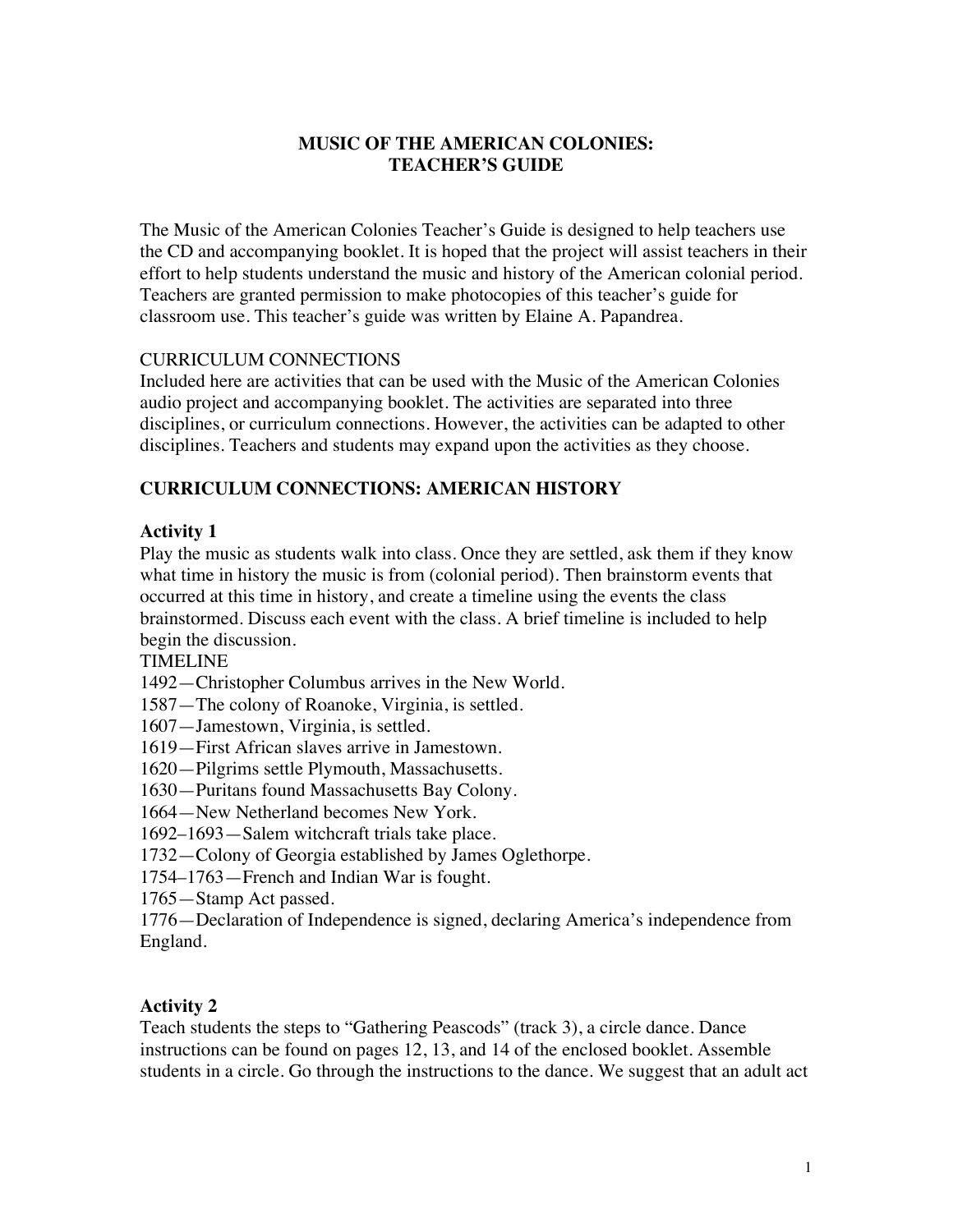# MUSIC OF THE AMERICAN COLONIES: TEACHER'S GUIDE

The Music of the American Colonies Teacher's Guide is designed to help teachers use the CD and accompanying booklet. It is hoped that the project will assist teachers in their effort to help students understand the music and history of the American colonial period. Teachers are granted permission to make photocopies of this teacher's guide for classroom use. This teacher's guide was written by Elaine A. Papandrea.

CURRICULUM CONNECTIONS

Included here are activities that can be used with the Music of the American Colonies audio project and accompanying booklet. The activities are separated into three disciplines, or curriculum connections. However, the activities can be adapted to other disciplines. Teachers and students may expand upon the activities as they choose.

## CURRICULUM CONNECTIONS: AMERICAN HISTORY

### Activity 1

Play the music as students walk into class. Once they are settled, ask them if they know what time in history the music is from (colonial period). Then brainstorm events that occurred at this time in history, and create a timeline using the events the class brainstormed. Discuss each event with the class. A brief timeline is included to help begin the discussion.

TIMELINE

1492—Christopher Columbus arrives in the New World.
1587—The colony of Roanoke, Virginia, is settled.
1607—Jamestown, Virginia, is settled.
1619—First African slaves arrive in Jamestown.
1620—Pilgrims settle Plymouth, Massachusetts.
1630—Puritans found Massachusetts Bay Colony.
1664—New Netherland becomes New York.
1692–1693—Salem witchcraft trials take place.
1732—Colony of Georgia established by James Oglethorpe.
1754–1763—French and Indian War is fought.
1765—Stamp Act passed.
1776—Declaration of Independence is signed, declaring America's independence from England.

### Activity 2

Teach students the steps to "Gathering Peascods" (track 3), a circle dance. Dance instructions can be found on pages 12, 13, and 14 of the enclosed booklet. Assemble students in a circle. Go through the instructions to the dance. We suggest that an adult act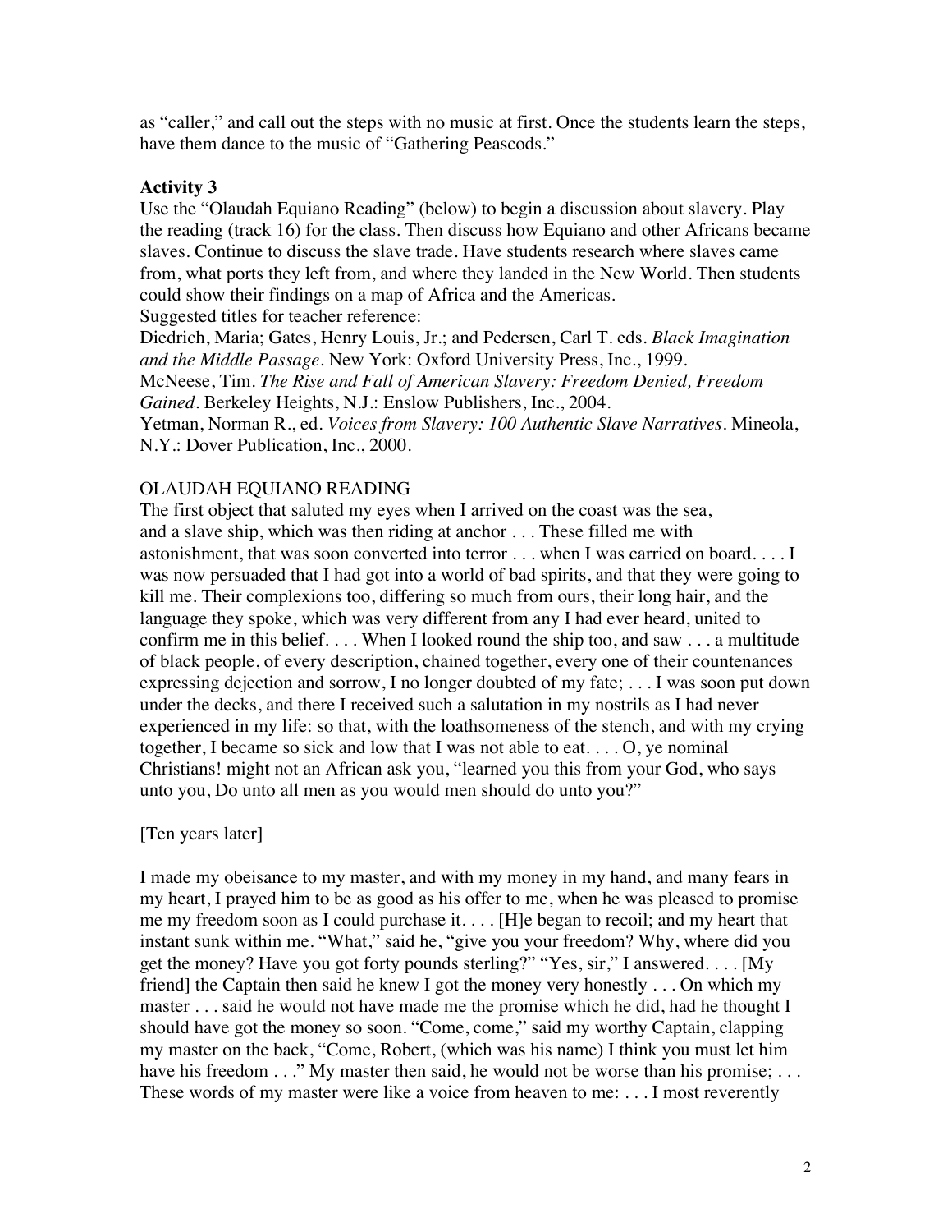as "caller," and call out the steps with no music at first. Once the students learn the steps, have them dance to the music of "Gathering Peascods."

### Activity 3

Use the "Olaudah Equiano Reading" (below) to begin a discussion about slavery. Play the reading (track 16) for the class. Then discuss how Equiano and other Africans became slaves. Continue to discuss the slave trade. Have students research where slaves came from, what ports they left from, and where they landed in the New World. Then students could show their findings on a map of Africa and the Americas.

Suggested titles for teacher reference:

Diedrich, Maria; Gates, Henry Louis, Jr.; and Pedersen, Carl T. eds. *Black Imagination and the Middle Passage*. New York: Oxford University Press, Inc., 1999.

McNeese, Tim. *The Rise and Fall of American Slavery: Freedom Denied, Freedom Gained*. Berkeley Heights, N.J.: Enslow Publishers, Inc., 2004.

Yetman, Norman R., ed. *Voices from Slavery: 100 Authentic Slave Narratives*. Mineola, N.Y.: Dover Publication, Inc., 2000.

OLAUDAH EQUIANO READING

The first object that saluted my eyes when I arrived on the coast was the sea, and a slave ship, which was then riding at anchor . . . These filled me with astonishment, that was soon converted into terror . . . when I was carried on board. . . . I was now persuaded that I had got into a world of bad spirits, and that they were going to kill me. Their complexions too, differing so much from ours, their long hair, and the language they spoke, which was very different from any I had ever heard, united to confirm me in this belief. . . . When I looked round the ship too, and saw . . . a multitude of black people, of every description, chained together, every one of their countenances expressing dejection and sorrow, I no longer doubted of my fate; . . . I was soon put down under the decks, and there I received such a salutation in my nostrils as I had never experienced in my life: so that, with the loathsomeness of the stench, and with my crying together, I became so sick and low that I was not able to eat. . . . O, ye nominal Christians! might not an African ask you, "learned you this from your God, who says unto you, Do unto all men as you would men should do unto you?"

[Ten years later]

I made my obeisance to my master, and with my money in my hand, and many fears in my heart, I prayed him to be as good as his offer to me, when he was pleased to promise me my freedom soon as I could purchase it. . . . [H]e began to recoil; and my heart that instant sunk within me. "What," said he, "give you your freedom? Why, where did you get the money? Have you got forty pounds sterling?" "Yes, sir," I answered. . . . [My friend] the Captain then said he knew I got the money very honestly . . . On which my master . . . said he would not have made me the promise which he did, had he thought I should have got the money so soon. "Come, come," said my worthy Captain, clapping my master on the back, "Come, Robert, (which was his name) I think you must let him have his freedom . . ." My master then said, he would not be worse than his promise; . . . These words of my master were like a voice from heaven to me: . . . I most reverently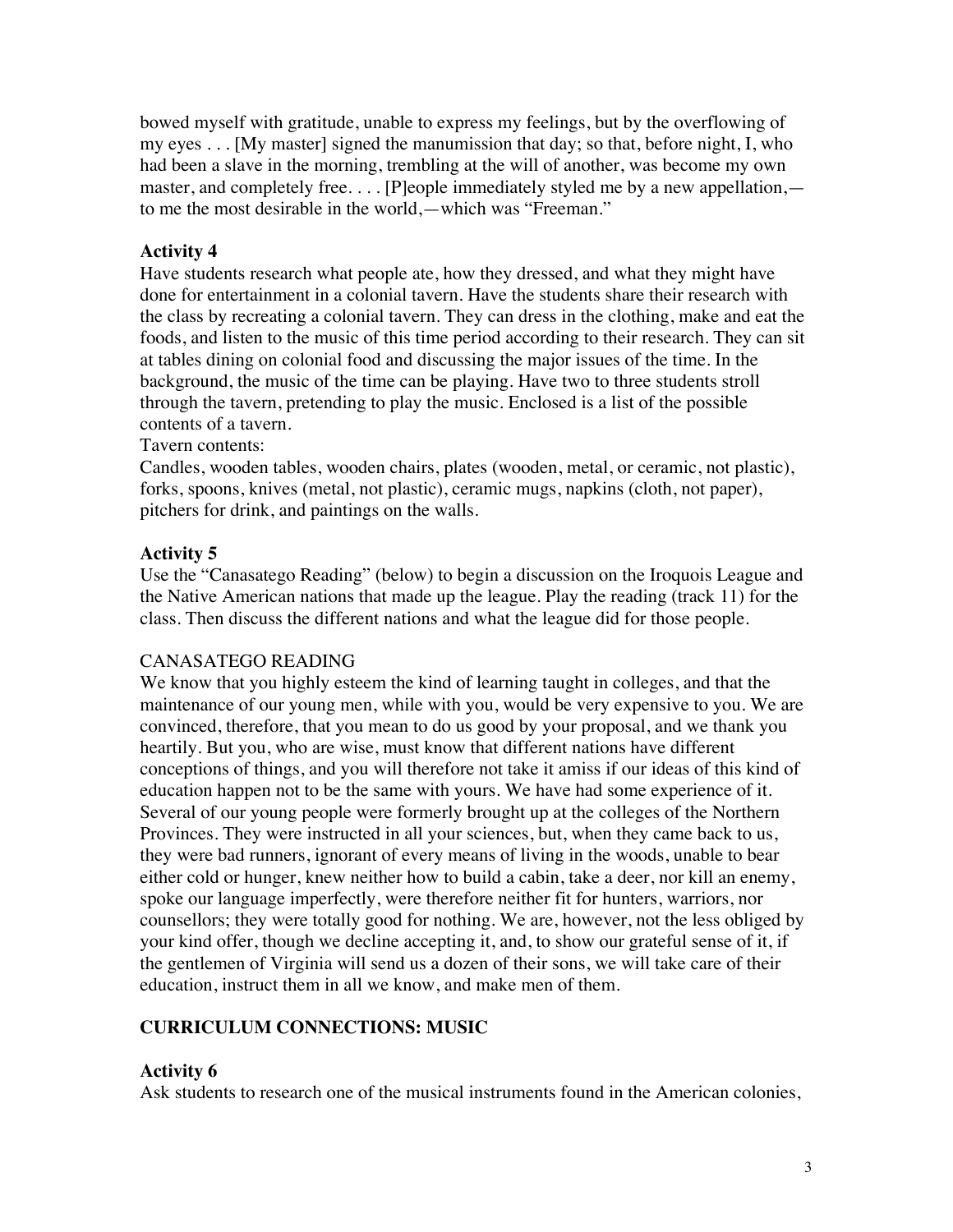bowed myself with gratitude, unable to express my feelings, but by the overflowing of my eyes . . . [My master] signed the manumission that day; so that, before night, I, who had been a slave in the morning, trembling at the will of another, was become my own master, and completely free. . . . [P]eople immediately styled me by a new appellation,—to me the most desirable in the world,—which was "Freeman."

### Activity 4

Have students research what people ate, how they dressed, and what they might have done for entertainment in a colonial tavern. Have the students share their research with the class by recreating a colonial tavern. They can dress in the clothing, make and eat the foods, and listen to the music of this time period according to their research. They can sit at tables dining on colonial food and discussing the major issues of the time. In the background, the music of the time can be playing. Have two to three students stroll through the tavern, pretending to play the music. Enclosed is a list of the possible contents of a tavern.

Tavern contents:

Candles, wooden tables, wooden chairs, plates (wooden, metal, or ceramic, not plastic), forks, spoons, knives (metal, not plastic), ceramic mugs, napkins (cloth, not paper), pitchers for drink, and paintings on the walls.

### Activity 5

Use the "Canasatego Reading" (below) to begin a discussion on the Iroquois League and the Native American nations that made up the league. Play the reading (track 11) for the class. Then discuss the different nations and what the league did for those people.

CANASATEGO READING

We know that you highly esteem the kind of learning taught in colleges, and that the maintenance of our young men, while with you, would be very expensive to you. We are convinced, therefore, that you mean to do us good by your proposal, and we thank you heartily. But you, who are wise, must know that different nations have different conceptions of things, and you will therefore not take it amiss if our ideas of this kind of education happen not to be the same with yours. We have had some experience of it. Several of our young people were formerly brought up at the colleges of the Northern Provinces. They were instructed in all your sciences, but, when they came back to us, they were bad runners, ignorant of every means of living in the woods, unable to bear either cold or hunger, knew neither how to build a cabin, take a deer, nor kill an enemy, spoke our language imperfectly, were therefore neither fit for hunters, warriors, nor counsellors; they were totally good for nothing. We are, however, not the less obliged by your kind offer, though we decline accepting it, and, to show our grateful sense of it, if the gentlemen of Virginia will send us a dozen of their sons, we will take care of their education, instruct them in all we know, and make men of them.

## CURRICULUM CONNECTIONS: MUSIC

### Activity 6

Ask students to research one of the musical instruments found in the American colonies,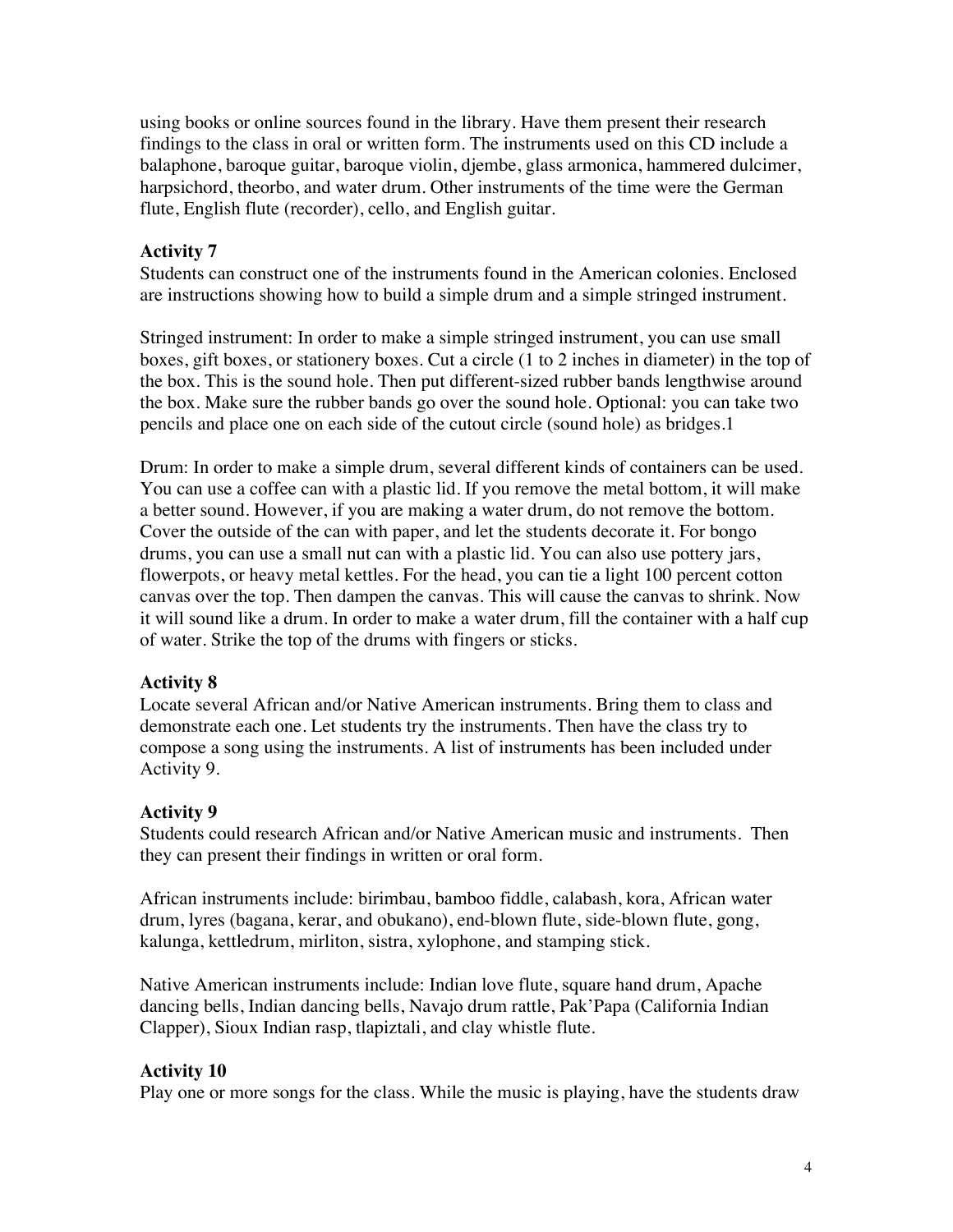using books or online sources found in the library. Have them present their research findings to the class in oral or written form. The instruments used on this CD include a balaphone, baroque guitar, baroque violin, djembe, glass armonica, hammered dulcimer, harpsichord, theorbo, and water drum. Other instruments of the time were the German flute, English flute (recorder), cello, and English guitar.

### Activity 7

Students can construct one of the instruments found in the American colonies. Enclosed are instructions showing how to build a simple drum and a simple stringed instrument.

Stringed instrument: In order to make a simple stringed instrument, you can use small boxes, gift boxes, or stationery boxes. Cut a circle (1 to 2 inches in diameter) in the top of the box. This is the sound hole. Then put different-sized rubber bands lengthwise around the box. Make sure the rubber bands go over the sound hole. Optional: you can take two pencils and place one on each side of the cutout circle (sound hole) as bridges.1

Drum: In order to make a simple drum, several different kinds of containers can be used. You can use a coffee can with a plastic lid. If you remove the metal bottom, it will make a better sound. However, if you are making a water drum, do not remove the bottom. Cover the outside of the can with paper, and let the students decorate it. For bongo drums, you can use a small nut can with a plastic lid. You can also use pottery jars, flowerpots, or heavy metal kettles. For the head, you can tie a light 100 percent cotton canvas over the top. Then dampen the canvas. This will cause the canvas to shrink. Now it will sound like a drum. In order to make a water drum, fill the container with a half cup of water. Strike the top of the drums with fingers or sticks.

### Activity 8

Locate several African and/or Native American instruments. Bring them to class and demonstrate each one. Let students try the instruments. Then have the class try to compose a song using the instruments. A list of instruments has been included under Activity 9.

### Activity 9

Students could research African and/or Native American music and instruments. Then they can present their findings in written or oral form.

African instruments include: birimbau, bamboo fiddle, calabash, kora, African water drum, lyres (bagana, kerar, and obukano), end-blown flute, side-blown flute, gong, kalunga, kettledrum, mirliton, sistra, xylophone, and stamping stick.

Native American instruments include: Indian love flute, square hand drum, Apache dancing bells, Indian dancing bells, Navajo drum rattle, Pak'Papa (California Indian Clapper), Sioux Indian rasp, tlapiztali, and clay whistle flute.

### Activity 10

Play one or more songs for the class. While the music is playing, have the students draw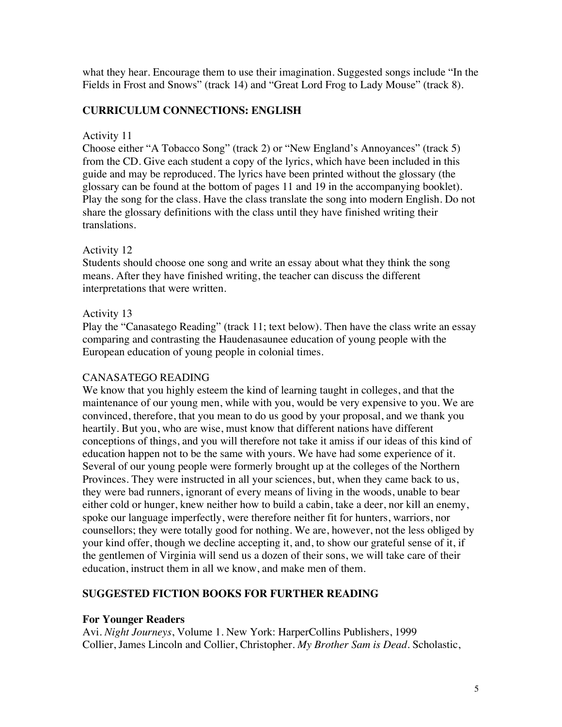what they hear. Encourage them to use their imagination. Suggested songs include "In the Fields in Frost and Snows" (track 14) and "Great Lord Frog to Lady Mouse" (track 8).

## CURRICULUM CONNECTIONS: ENGLISH

Activity 11
Choose either "A Tobacco Song" (track 2) or "New England's Annoyances" (track 5) from the CD. Give each student a copy of the lyrics, which have been included in this guide and may be reproduced. The lyrics have been printed without the glossary (the glossary can be found at the bottom of pages 11 and 19 in the accompanying booklet). Play the song for the class. Have the class translate the song into modern English. Do not share the glossary definitions with the class until they have finished writing their translations.

Activity 12
Students should choose one song and write an essay about what they think the song means. After they have finished writing, the teacher can discuss the different interpretations that were written.

Activity 13
Play the "Canasatego Reading" (track 11; text below). Then have the class write an essay comparing and contrasting the Haudenasaunee education of young people with the European education of young people in colonial times.

CANASATEGO READING
We know that you highly esteem the kind of learning taught in colleges, and that the maintenance of our young men, while with you, would be very expensive to you. We are convinced, therefore, that you mean to do us good by your proposal, and we thank you heartily. But you, who are wise, must know that different nations have different conceptions of things, and you will therefore not take it amiss if our ideas of this kind of education happen not to be the same with yours. We have had some experience of it. Several of our young people were formerly brought up at the colleges of the Northern Provinces. They were instructed in all your sciences, but, when they came back to us, they were bad runners, ignorant of every means of living in the woods, unable to bear either cold or hunger, knew neither how to build a cabin, take a deer, nor kill an enemy, spoke our language imperfectly, were therefore neither fit for hunters, warriors, nor counsellors; they were totally good for nothing. We are, however, not the less obliged by your kind offer, though we decline accepting it, and, to show our grateful sense of it, if the gentlemen of Virginia will send us a dozen of their sons, we will take care of their education, instruct them in all we know, and make men of them.

## SUGGESTED FICTION BOOKS FOR FURTHER READING

### For Younger Readers

Avi. *Night Journeys*, Volume 1. New York: HarperCollins Publishers, 1999
Collier, James Lincoln and Collier, Christopher. *My Brother Sam is Dead*. Scholastic,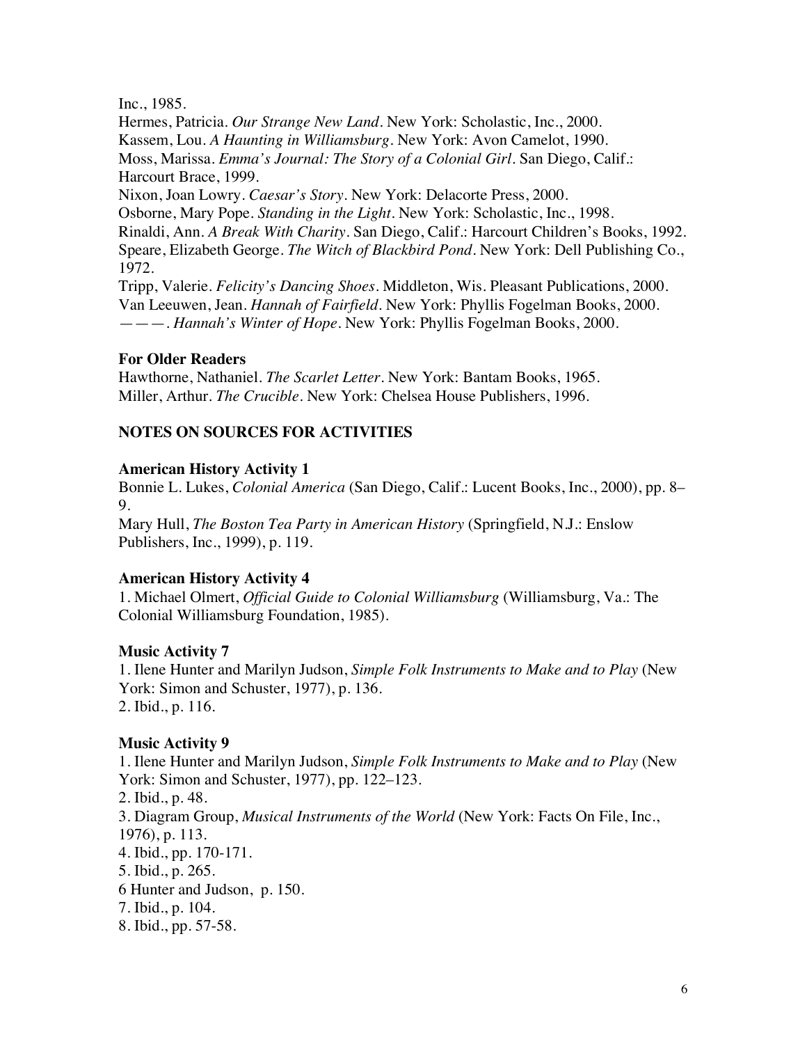Inc., 1985.

Hermes, Patricia. *Our Strange New Land*. New York: Scholastic, Inc., 2000.

Kassem, Lou. *A Haunting in Williamsburg*. New York: Avon Camelot, 1990.

Moss, Marissa. *Emma's Journal: The Story of a Colonial Girl*. San Diego, Calif.: Harcourt Brace, 1999.

Nixon, Joan Lowry. *Caesar's Story*. New York: Delacorte Press, 2000.

Osborne, Mary Pope. *Standing in the Light*. New York: Scholastic, Inc., 1998.

Rinaldi, Ann. *A Break With Charity*. San Diego, Calif.: Harcourt Children's Books, 1992.

Speare, Elizabeth George. *The Witch of Blackbird Pond*. New York: Dell Publishing Co., 1972.

Tripp, Valerie. *Felicity's Dancing Shoes*. Middleton, Wis. Pleasant Publications, 2000.

Van Leeuwen, Jean. *Hannah of Fairfield*. New York: Phyllis Fogelman Books, 2000.

———. *Hannah's Winter of Hope*. New York: Phyllis Fogelman Books, 2000.

### For Older Readers

Hawthorne, Nathaniel. *The Scarlet Letter*. New York: Bantam Books, 1965.

Miller, Arthur. *The Crucible*. New York: Chelsea House Publishers, 1996.

## NOTES ON SOURCES FOR ACTIVITIES

### American History Activity 1

Bonnie L. Lukes, *Colonial America* (San Diego, Calif.: Lucent Books, Inc., 2000), pp. 8–9.

Mary Hull, *The Boston Tea Party in American History* (Springfield, N.J.: Enslow Publishers, Inc., 1999), p. 119.

### American History Activity 4

1. Michael Olmert, *Official Guide to Colonial Williamsburg* (Williamsburg, Va.: The Colonial Williamsburg Foundation, 1985).

### Music Activity 7

1. Ilene Hunter and Marilyn Judson, *Simple Folk Instruments to Make and to Play* (New York: Simon and Schuster, 1977), p. 136.
2. Ibid., p. 116.

### Music Activity 9

1. Ilene Hunter and Marilyn Judson, *Simple Folk Instruments to Make and to Play* (New York: Simon and Schuster, 1977), pp. 122–123.
2. Ibid., p. 48.
3. Diagram Group, *Musical Instruments of the World* (New York: Facts On File, Inc., 1976), p. 113.
4. Ibid., pp. 170-171.
5. Ibid., p. 265.
6. Hunter and Judson, p. 150.
7. Ibid., p. 104.
8. Ibid., pp. 57-58.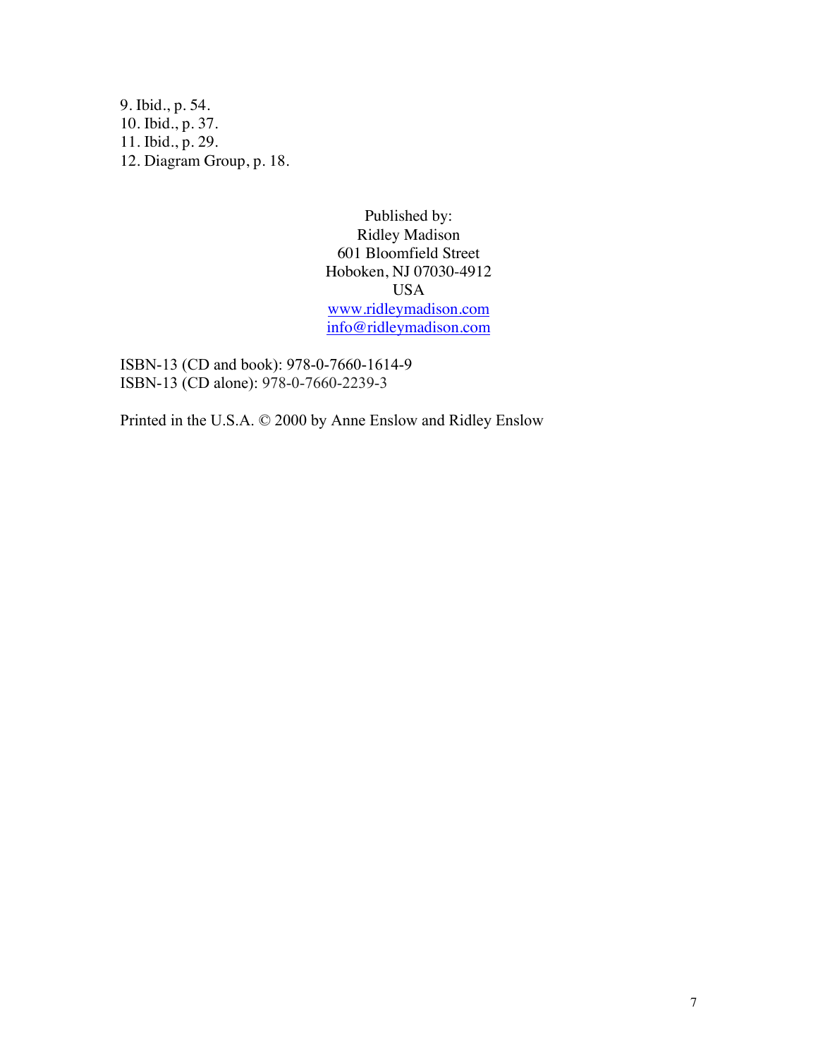9. Ibid., p. 54.
10. Ibid., p. 37.
11. Ibid., p. 29.
12. Diagram Group, p. 18.

Published by:
Ridley Madison
601 Bloomfield Street
Hoboken, NJ 07030-4912
USA
www.ridleymadison.com
info@ridleymadison.com

ISBN-13 (CD and book): 978-0-7660-1614-9
ISBN-13 (CD alone): 978-0-7660-2239-3

Printed in the U.S.A. © 2000 by Anne Enslow and Ridley Enslow